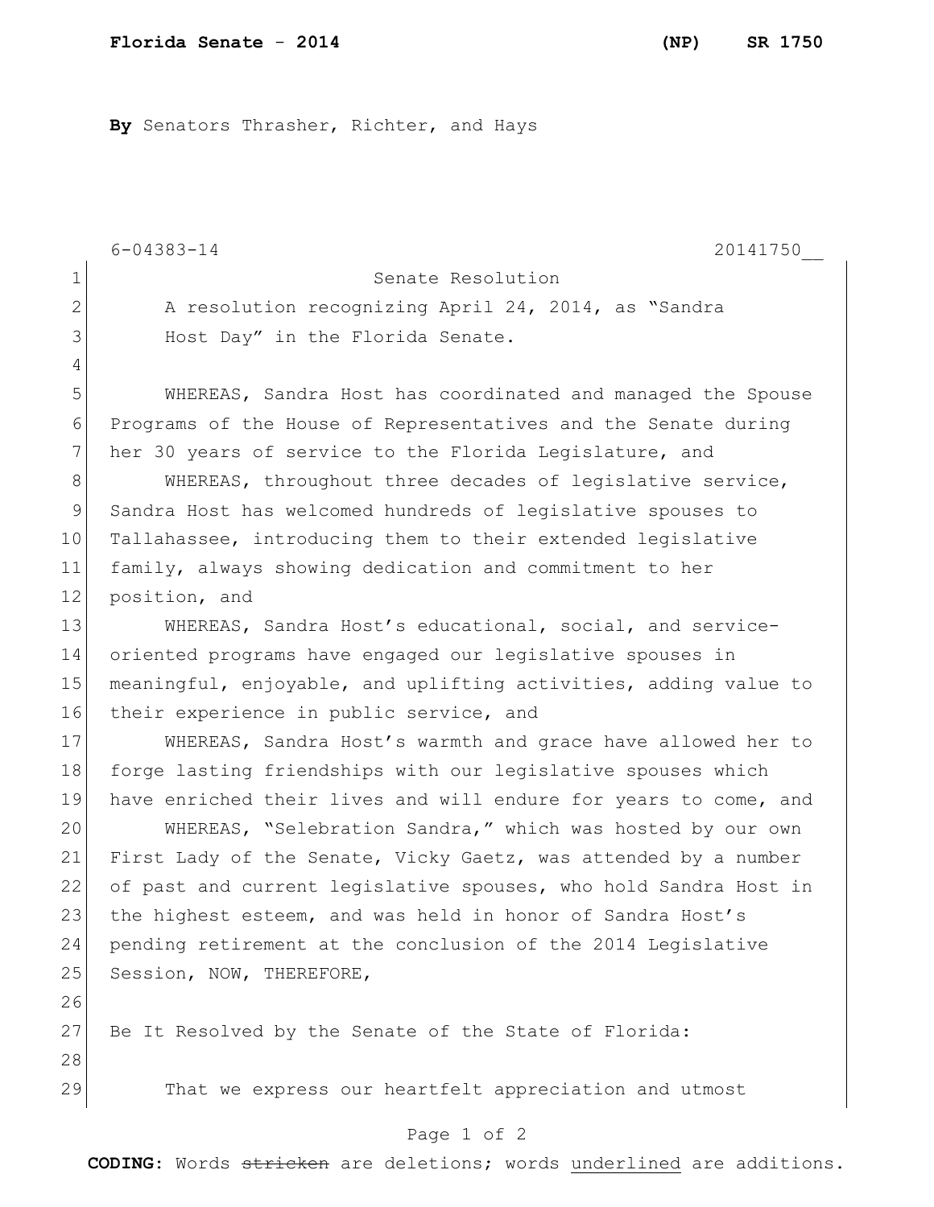**Florida Senate - 2014 (NP) SR 1750**

**By** Senators Thrasher, Richter, and Hays

6-04383-14 20141750__

Senate Resolution

A resolution recognizing April 24, 2014, as "Sandra Host Day" in the Florida Senate.

WHEREAS, Sandra Host has coordinated and managed the Spouse Programs of the House of Representatives and the Senate during her 30 years of service to the Florida Legislature, and

WHEREAS, throughout three decades of legislative service, Sandra Host has welcomed hundreds of legislative spouses to Tallahassee, introducing them to their extended legislative family, always showing dedication and commitment to her position, and

WHEREAS, Sandra Host's educational, social, and service-oriented programs have engaged our legislative spouses in meaningful, enjoyable, and uplifting activities, adding value to their experience in public service, and

WHEREAS, Sandra Host's warmth and grace have allowed her to forge lasting friendships with our legislative spouses which have enriched their lives and will endure for years to come, and

WHEREAS, "Selebration Sandra," which was hosted by our own First Lady of the Senate, Vicky Gaetz, was attended by a number of past and current legislative spouses, who hold Sandra Host in the highest esteem, and was held in honor of Sandra Host's pending retirement at the conclusion of the 2014 Legislative Session, NOW, THEREFORE,

Be It Resolved by the Senate of the State of Florida:

That we express our heartfelt appreciation and utmost

**CODING:** Words ~~stricken~~ are deletions; words <u>underlined</u> are additions.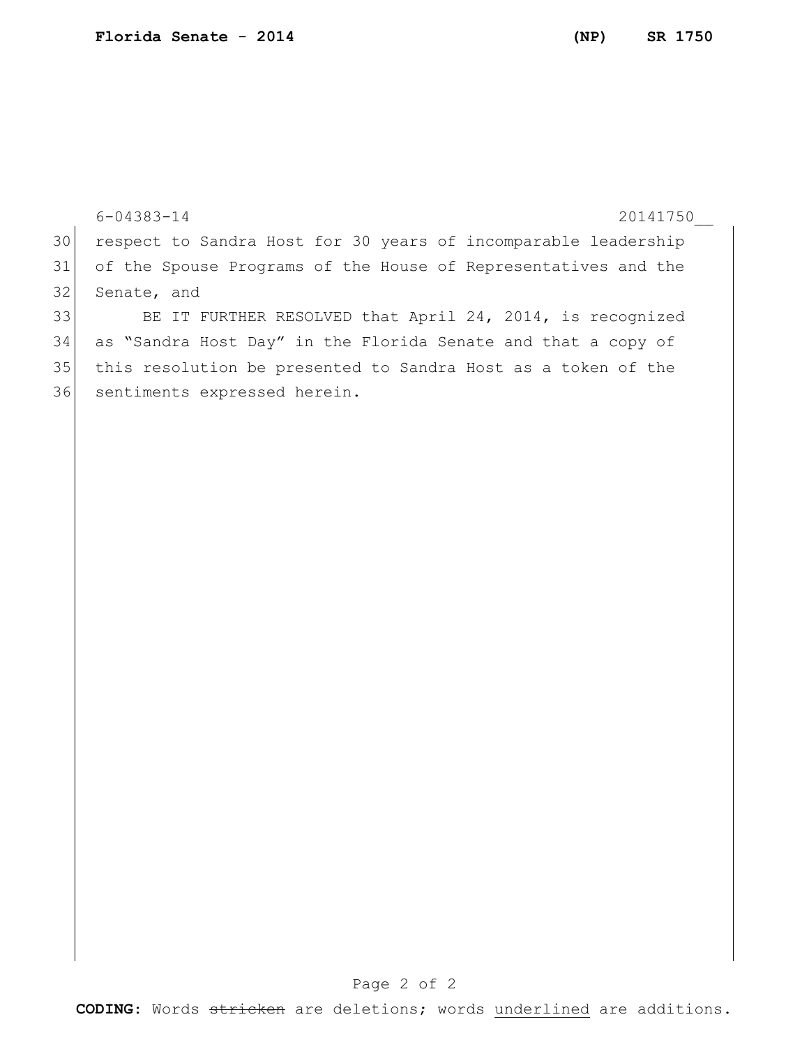respect to Sandra Host for 30 years of incomparable leadership of the Spouse Programs of the House of Representatives and the Senate, and

BE IT FURTHER RESOLVED that April 24, 2014, is recognized as "Sandra Host Day" in the Florida Senate and that a copy of this resolution be presented to Sandra Host as a token of the sentiments expressed herein.